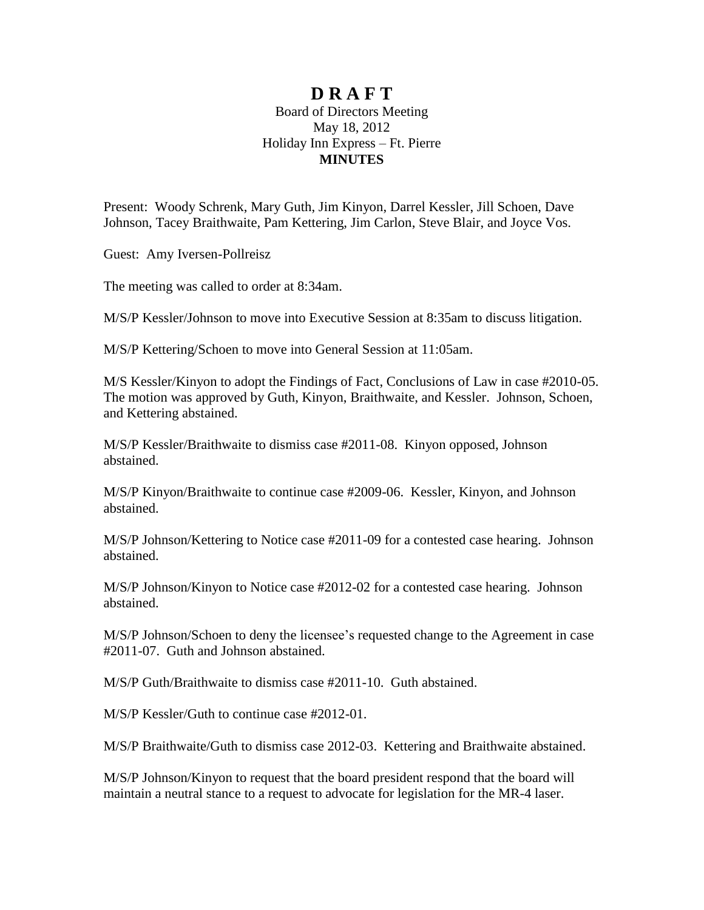# D R A F T

Board of Directors Meeting
May 18, 2012
Holiday Inn Express – Ft. Pierre
**MINUTES**

Present: Woody Schrenk, Mary Guth, Jim Kinyon, Darrel Kessler, Jill Schoen, Dave Johnson, Tacey Braithwaite, Pam Kettering, Jim Carlon, Steve Blair, and Joyce Vos.

Guest: Amy Iversen-Pollreisz

The meeting was called to order at 8:34am.

M/S/P Kessler/Johnson to move into Executive Session at 8:35am to discuss litigation.

M/S/P Kettering/Schoen to move into General Session at 11:05am.

M/S Kessler/Kinyon to adopt the Findings of Fact, Conclusions of Law in case #2010-05. The motion was approved by Guth, Kinyon, Braithwaite, and Kessler. Johnson, Schoen, and Kettering abstained.

M/S/P Kessler/Braithwaite to dismiss case #2011-08. Kinyon opposed, Johnson abstained.

M/S/P Kinyon/Braithwaite to continue case #2009-06. Kessler, Kinyon, and Johnson abstained.

M/S/P Johnson/Kettering to Notice case #2011-09 for a contested case hearing. Johnson abstained.

M/S/P Johnson/Kinyon to Notice case #2012-02 for a contested case hearing. Johnson abstained.

M/S/P Johnson/Schoen to deny the licensee's requested change to the Agreement in case #2011-07. Guth and Johnson abstained.

M/S/P Guth/Braithwaite to dismiss case #2011-10. Guth abstained.

M/S/P Kessler/Guth to continue case #2012-01.

M/S/P Braithwaite/Guth to dismiss case 2012-03. Kettering and Braithwaite abstained.

M/S/P Johnson/Kinyon to request that the board president respond that the board will maintain a neutral stance to a request to advocate for legislation for the MR-4 laser.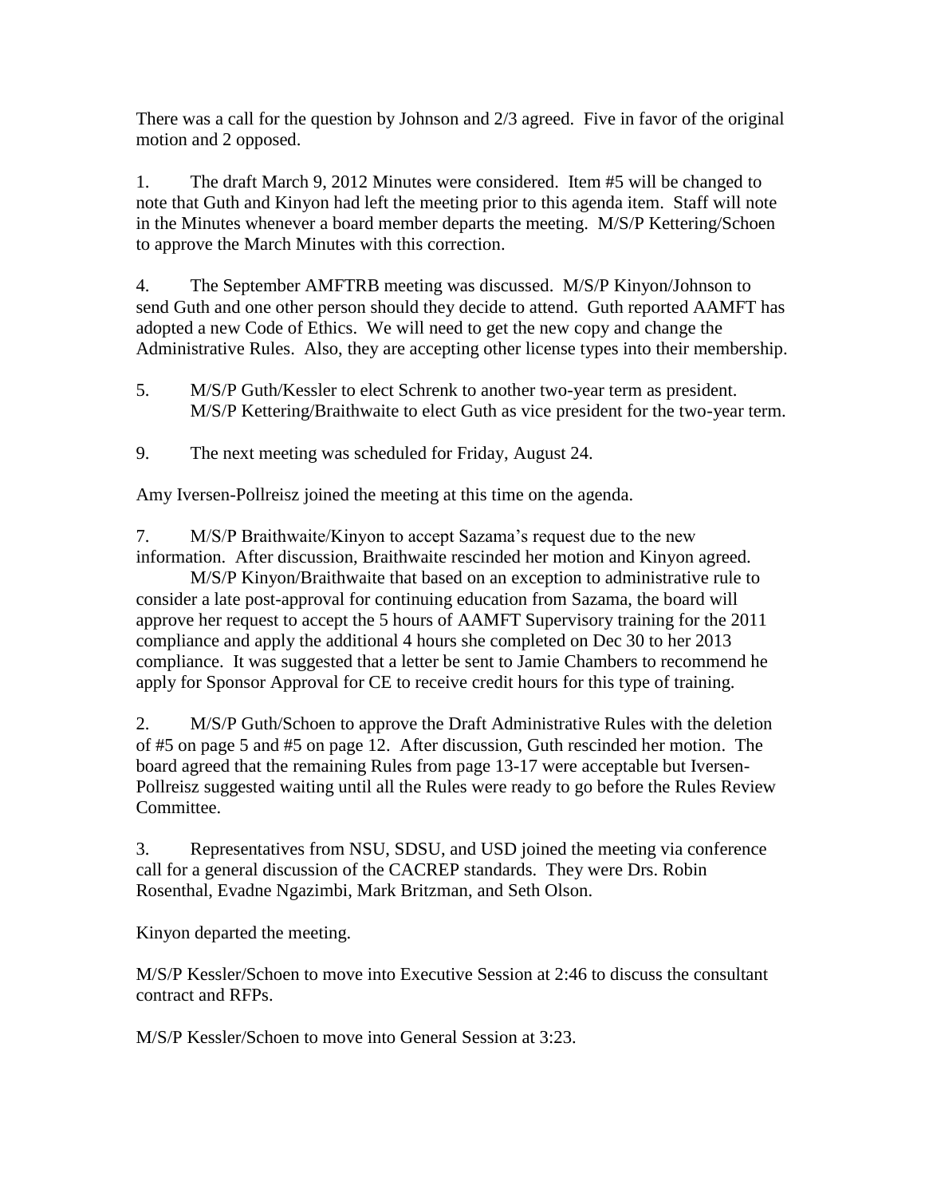There was a call for the question by Johnson and 2/3 agreed. Five in favor of the original motion and 2 opposed.

1. The draft March 9, 2012 Minutes were considered. Item #5 will be changed to note that Guth and Kinyon had left the meeting prior to this agenda item. Staff will note in the Minutes whenever a board member departs the meeting. M/S/P Kettering/Schoen to approve the March Minutes with this correction.

4. The September AMFTRB meeting was discussed. M/S/P Kinyon/Johnson to send Guth and one other person should they decide to attend. Guth reported AAMFT has adopted a new Code of Ethics. We will need to get the new copy and change the Administrative Rules. Also, they are accepting other license types into their membership.

5. M/S/P Guth/Kessler to elect Schrenk to another two-year term as president. M/S/P Kettering/Braithwaite to elect Guth as vice president for the two-year term.

9. The next meeting was scheduled for Friday, August 24.

Amy Iversen-Pollreisz joined the meeting at this time on the agenda.

7. M/S/P Braithwaite/Kinyon to accept Sazama's request due to the new information. After discussion, Braithwaite rescinded her motion and Kinyon agreed.
   M/S/P Kinyon/Braithwaite that based on an exception to administrative rule to consider a late post-approval for continuing education from Sazama, the board will approve her request to accept the 5 hours of AAMFT Supervisory training for the 2011 compliance and apply the additional 4 hours she completed on Dec 30 to her 2013 compliance. It was suggested that a letter be sent to Jamie Chambers to recommend he apply for Sponsor Approval for CE to receive credit hours for this type of training.

2. M/S/P Guth/Schoen to approve the Draft Administrative Rules with the deletion of #5 on page 5 and #5 on page 12. After discussion, Guth rescinded her motion. The board agreed that the remaining Rules from page 13-17 were acceptable but Iversen-Pollreisz suggested waiting until all the Rules were ready to go before the Rules Review Committee.

3. Representatives from NSU, SDSU, and USD joined the meeting via conference call for a general discussion of the CACREP standards. They were Drs. Robin Rosenthal, Evadne Ngazimbi, Mark Britzman, and Seth Olson.

Kinyon departed the meeting.

M/S/P Kessler/Schoen to move into Executive Session at 2:46 to discuss the consultant contract and RFPs.

M/S/P Kessler/Schoen to move into General Session at 3:23.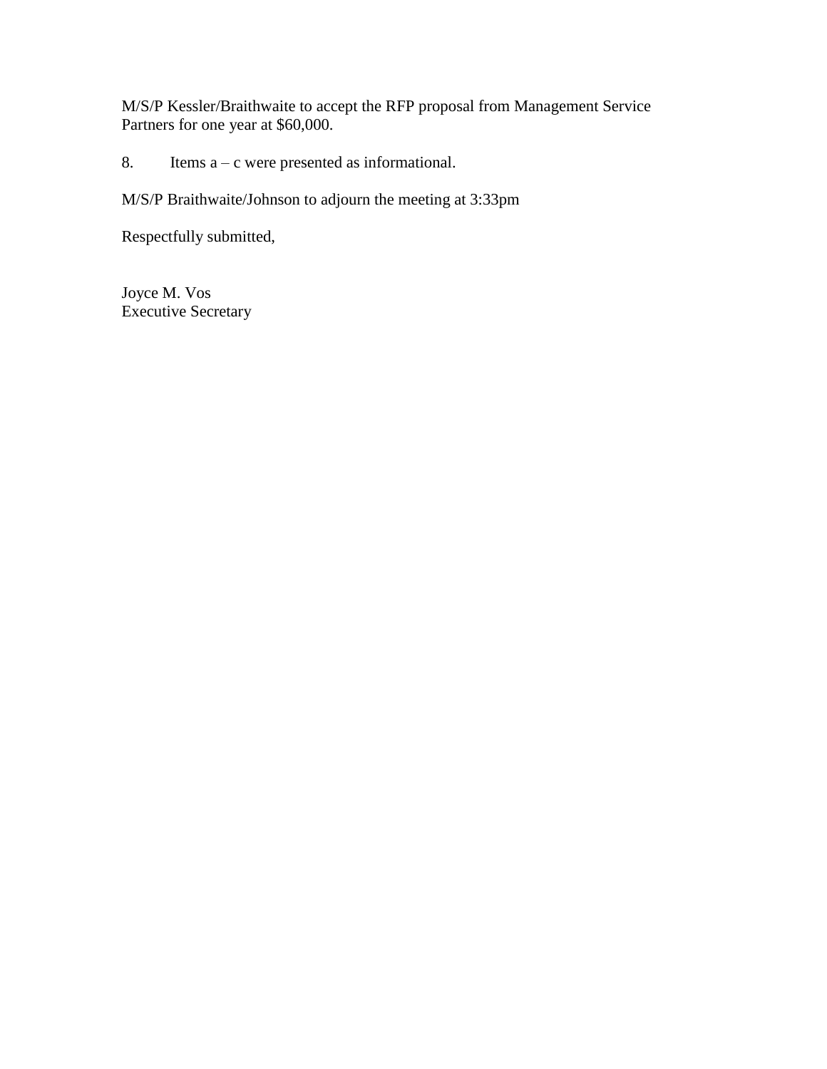M/S/P Kessler/Braithwaite to accept the RFP proposal from Management Service Partners for one year at $60,000.

8. Items a – c were presented as informational.

M/S/P Braithwaite/Johnson to adjourn the meeting at 3:33pm

Respectfully submitted,

Joyce M. Vos
Executive Secretary